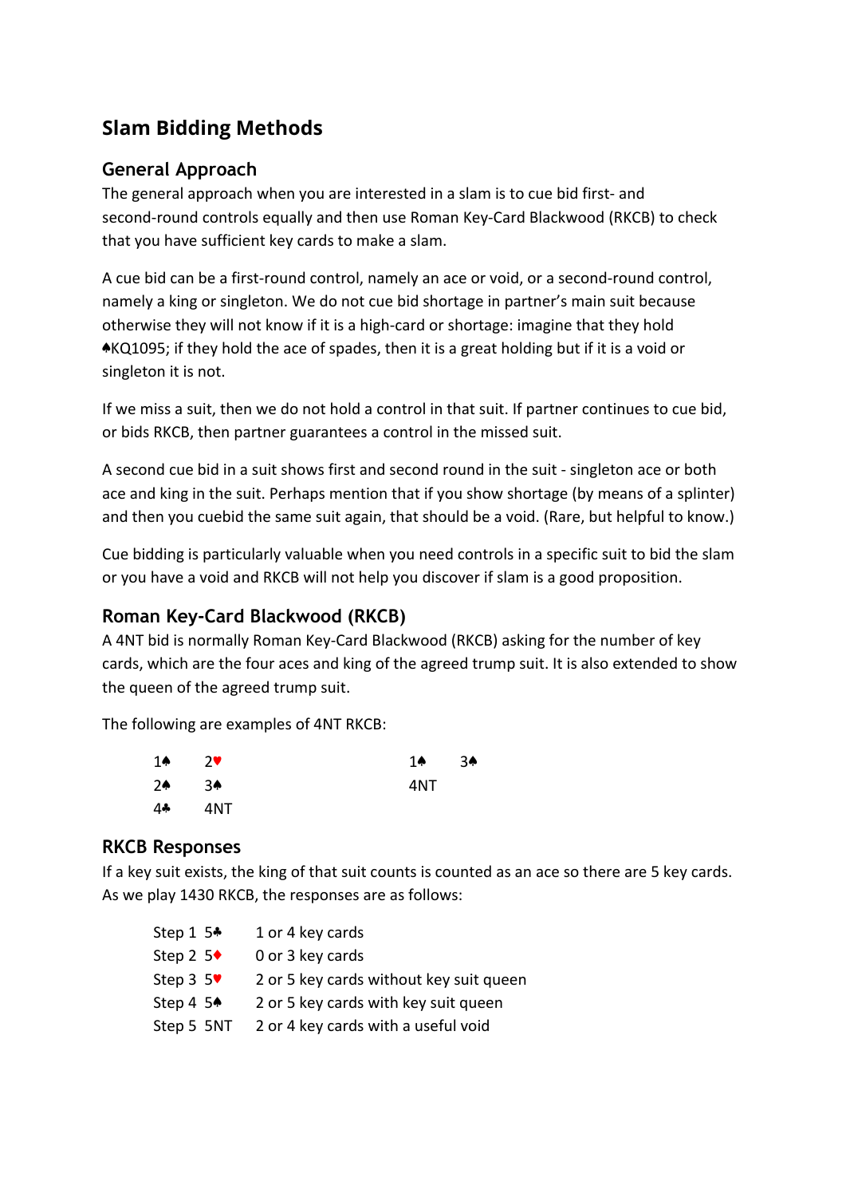# Slam Bidding Methods

## General Approach

The general approach when you are interested in a slam is to cue bid first- and second-round controls equally and then use Roman Key-Card Blackwood (RKCB) to check that you have sufficient key cards to make a slam.

A cue bid can be a first-round control, namely an ace or void, or a second-round control, namely a king or singleton. We do not cue bid shortage in partner's main suit because otherwise they will not know if it is a high-card or shortage: imagine that they hold ♠KQ1095; if they hold the ace of spades, then it is a great holding but if it is a void or singleton it is not.

If we miss a suit, then we do not hold a control in that suit. If partner continues to cue bid, or bids RKCB, then partner guarantees a control in the missed suit.

A second cue bid in a suit shows first and second round in the suit - singleton ace or both ace and king in the suit. Perhaps mention that if you show shortage (by means of a splinter) and then you cuebid the same suit again, that should be a void. (Rare, but helpful to know.)

Cue bidding is particularly valuable when you need controls in a specific suit to bid the slam or you have a void and RKCB will not help you discover if slam is a good proposition.

## Roman Key-Card Blackwood (RKCB)

A 4NT bid is normally Roman Key-Card Blackwood (RKCB) asking for the number of key cards, which are the four aces and king of the agreed trump suit. It is also extended to show the queen of the agreed trump suit.

The following are examples of 4NT RKCB:

| | |
|---|---|
| 1♠ | 2♥ |
| 2♠ | 3♠ |
| 4♣ | 4NT |

| | |
|---|---|
| 1♠ | 3♠ |
| 4NT | |

## RKCB Responses

If a key suit exists, the king of that suit counts is counted as an ace so there are 5 key cards. As we play 1430 RKCB, the responses are as follows:

| | | |
|---|---|---|
| Step 1 | 5♣ | 1 or 4 key cards |
| Step 2 | 5♦ | 0 or 3 key cards |
| Step 3 | 5♥ | 2 or 5 key cards without key suit queen |
| Step 4 | 5♠ | 2 or 5 key cards with key suit queen |
| Step 5 | 5NT | 2 or 4 key cards with a useful void |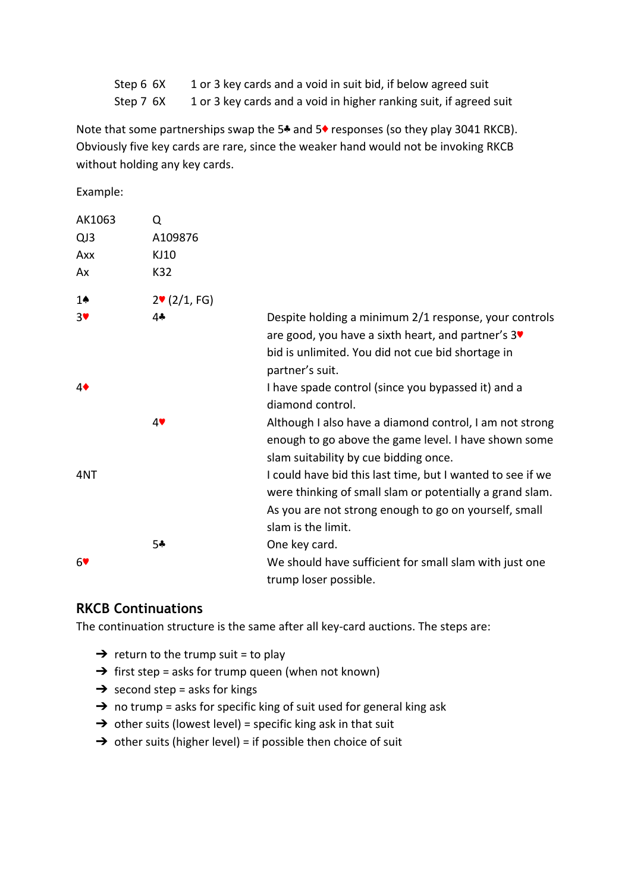| Step | Bid | Meaning |
|---|---|---|
| Step 6 | 6X | 1 or 3 key cards and a void in suit bid, if below agreed suit |
| Step 7 | 6X | 1 or 3 key cards and a void in higher ranking suit, if agreed suit |

Note that some partnerships swap the 5♣ and 5♦ responses (so they play 3041 RKCB). Obviously five key cards are rare, since the weaker hand would not be invoking RKCB without holding any key cards.

Example:

| | |
|---|---|
| AK1063 | Q |
| QJ3 | A109876 |
| Axx | KJ10 |
| Ax | K32 |

| | | |
|---|---|---|
| 1♠ | 2♥ (2/1, FG) | |
| 3♥ | 4♣ | Despite holding a minimum 2/1 response, your controls are good, you have a sixth heart, and partner's 3♥ bid is unlimited. You did not cue bid shortage in partner's suit. |
| 4♦ | | I have spade control (since you bypassed it) and a diamond control. |
| | 4♥ | Although I also have a diamond control, I am not strong enough to go above the game level. I have shown some slam suitability by cue bidding once. |
| 4NT | | I could have bid this last time, but I wanted to see if we were thinking of small slam or potentially a grand slam. As you are not strong enough to go on yourself, small slam is the limit. |
| | 5♣ | One key card. |
| 6♥ | | We should have sufficient for small slam with just one trump loser possible. |

## RKCB Continuations

The continuation structure is the same after all key-card auctions. The steps are:

- ➔ return to the trump suit = to play
- ➔ first step = asks for trump queen (when not known)
- ➔ second step = asks for kings
- ➔ no trump = asks for specific king of suit used for general king ask
- ➔ other suits (lowest level) = specific king ask in that suit
- ➔ other suits (higher level) = if possible then choice of suit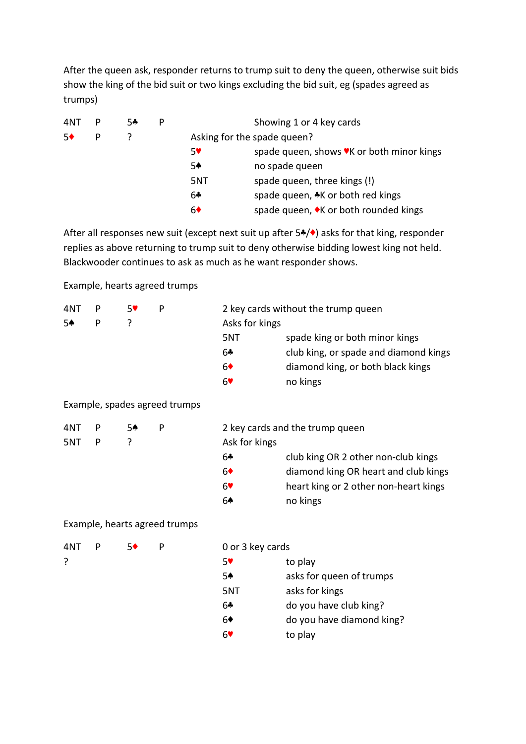After the queen ask, responder returns to trump suit to deny the queen, otherwise suit bids show the king of the bid suit or two kings excluding the bid suit, eg (spades agreed as trumps)

| | | | | | |
|---|---|---|---|---|---|
| 4NT | P | 5♣ | P | | Showing 1 or 4 key cards |
| 5♦ | P | ? | | Asking for the spade queen? | |
| | | | | 5♥ | spade queen, shows ♥K or both minor kings |
| | | | | 5♠ | no spade queen |
| | | | | 5NT | spade queen, three kings (!) |
| | | | | 6♣ | spade queen, ♣K or both red kings |
| | | | | 6♦ | spade queen, ♦K or both rounded kings |

After all responses new suit (except next suit up after 5♣/♦) asks for that king, responder replies as above returning to trump suit to deny otherwise bidding lowest king not held. Blackwooder continues to ask as much as he want responder shows.

Example, hearts agreed trumps

| | | | | | |
|---|---|---|---|---|---|
| 4NT | P | 5♥ | P | 2 key cards without the trump queen | |
| 5♠ | P | ? | | Asks for kings | |
| | | | | 5NT | spade king or both minor kings |
| | | | | 6♣ | club king, or spade and diamond kings |
| | | | | 6♦ | diamond king, or both black kings |
| | | | | 6♥ | no kings |

Example, spades agreed trumps

| | | | | | |
|---|---|---|---|---|---|
| 4NT | P | 5♠ | P | 2 key cards and the trump queen | |
| 5NT | P | ? | | Ask for kings | |
| | | | | 6♣ | club king OR 2 other non-club kings |
| | | | | 6♦ | diamond king OR heart and club kings |
| | | | | 6♥ | heart king or 2 other non-heart kings |
| | | | | 6♠ | no kings |

Example, hearts agreed trumps

| | | | | | |
|---|---|---|---|---|---|
| 4NT | P | 5♦ | P | 0 or 3 key cards | |
| ? | | | | 5♥ | to play |
| | | | | 5♠ | asks for queen of trumps |
| | | | | 5NT | asks for kings |
| | | | | 6♣ | do you have club king? |
| | | | | 6♦ | do you have diamond king? |
| | | | | 6♥ | to play |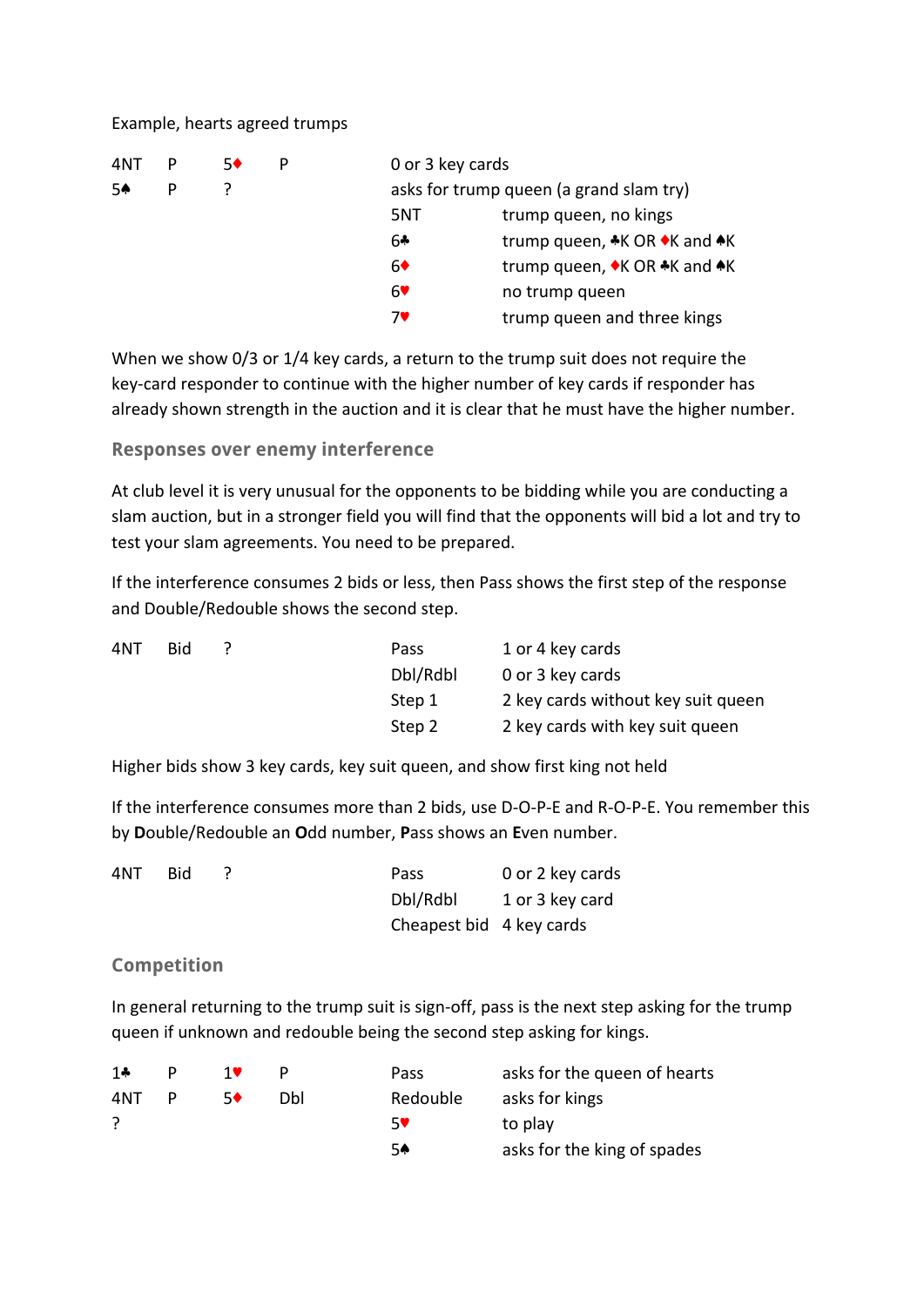Example, hearts agreed trumps

| | | | | | |
|---|---|---|---|---|---|
| 4NT | P | 5♦ | P | 0 or 3 key cards | |
| 5♠ | P | ? | | asks for trump queen (a grand slam try) | |
| | | | | 5NT | trump queen, no kings |
| | | | | 6♣ | trump queen, ♣K OR ♦K and ♠K |
| | | | | 6♦ | trump queen, ♦K OR ♣K and ♠K |
| | | | | 6♥ | no trump queen |
| | | | | 7♥ | trump queen and three kings |

When we show 0/3 or 1/4 key cards, a return to the trump suit does not require the key-card responder to continue with the higher number of key cards if responder has already shown strength in the auction and it is clear that he must have the higher number.

### Responses over enemy interference

At club level it is very unusual for the opponents to be bidding while you are conducting a slam auction, but in a stronger field you will find that the opponents will bid a lot and try to test your slam agreements. You need to be prepared.

If the interference consumes 2 bids or less, then Pass shows the first step of the response and Double/Redouble shows the second step.

| | | | | |
|---|---|---|---|---|
| 4NT | Bid | ? | Pass | 1 or 4 key cards |
| | | | Dbl/Rdbl | 0 or 3 key cards |
| | | | Step 1 | 2 key cards without key suit queen |
| | | | Step 2 | 2 key cards with key suit queen |

Higher bids show 3 key cards, key suit queen, and show first king not held

If the interference consumes more than 2 bids, use D-O-P-E and R-O-P-E. You remember this by **D**ouble/Redouble an **O**dd number, **P**ass shows an **E**ven number.

| | | | | |
|---|---|---|---|---|
| 4NT | Bid | ? | Pass | 0 or 2 key cards |
| | | | Dbl/Rdbl | 1 or 3 key card |
| | | | Cheapest bid | 4 key cards |

### Competition

In general returning to the trump suit is sign-off, pass is the next step asking for the trump queen if unknown and redouble being the second step asking for kings.

| | | | | | |
|---|---|---|---|---|---|
| 1♣ | P | 1♥ | P | Pass | asks for the queen of hearts |
| 4NT | P | 5♦ | Dbl | Redouble | asks for kings |
| ? | | | | 5♥ | to play |
| | | | | 5♠ | asks for the king of spades |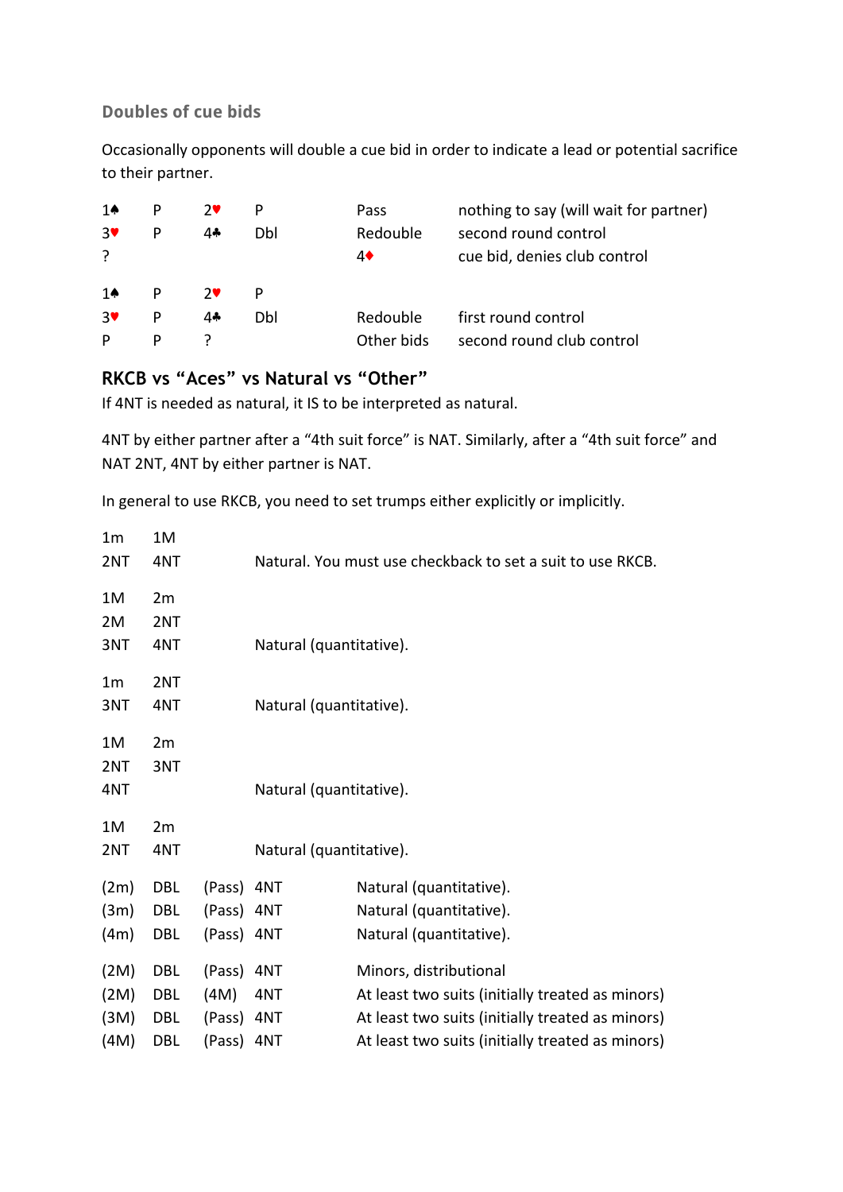### Doubles of cue bids

Occasionally opponents will double a cue bid in order to indicate a lead or potential sacrifice to their partner.

| | | | | | |
|---|---|---|---|---|---|
| 1♠ | P | 2♥ | P | Pass | nothing to say (will wait for partner) |
| 3♥ | P | 4♣ | Dbl | Redouble | second round control |
| ? | | | | 4♦ | cue bid, denies club control |

| | | | | | |
|---|---|---|---|---|---|
| 1♠ | P | 2♥ | P | | |
| 3♥ | P | 4♣ | Dbl | Redouble | first round control |
| P | P | ? | | Other bids | second round club control |

## RKCB vs "Aces" vs Natural vs "Other"

If 4NT is needed as natural, it IS to be interpreted as natural.

4NT by either partner after a "4th suit force" is NAT. Similarly, after a "4th suit force" and NAT 2NT, 4NT by either partner is NAT.

In general to use RKCB, you need to set trumps either explicitly or implicitly.

| | | |
|---|---|---|
| 1m | 1M | |
| 2NT | 4NT | Natural. You must use checkback to set a suit to use RKCB. |

| | | |
|---|---|---|
| 1M | 2m | |
| 2M | 2NT | |
| 3NT | 4NT | Natural (quantitative). |

| | | |
|---|---|---|
| 1m | 2NT | |
| 3NT | 4NT | Natural (quantitative). |

| | | |
|---|---|---|
| 1M | 2m | |
| 2NT | 3NT | |
| 4NT | | Natural (quantitative). |

| | | |
|---|---|---|
| 1M | 2m | |
| 2NT | 4NT | Natural (quantitative). |

| | | | | |
|---|---|---|---|---|
| (2m) | DBL | (Pass) | 4NT | Natural (quantitative). |
| (3m) | DBL | (Pass) | 4NT | Natural (quantitative). |
| (4m) | DBL | (Pass) | 4NT | Natural (quantitative). |

| | | | | |
|---|---|---|---|---|
| (2M) | DBL | (Pass) | 4NT | Minors, distributional |
| (2M) | DBL | (4M) | 4NT | At least two suits (initially treated as minors) |
| (3M) | DBL | (Pass) | 4NT | At least two suits (initially treated as minors) |
| (4M) | DBL | (Pass) | 4NT | At least two suits (initially treated as minors) |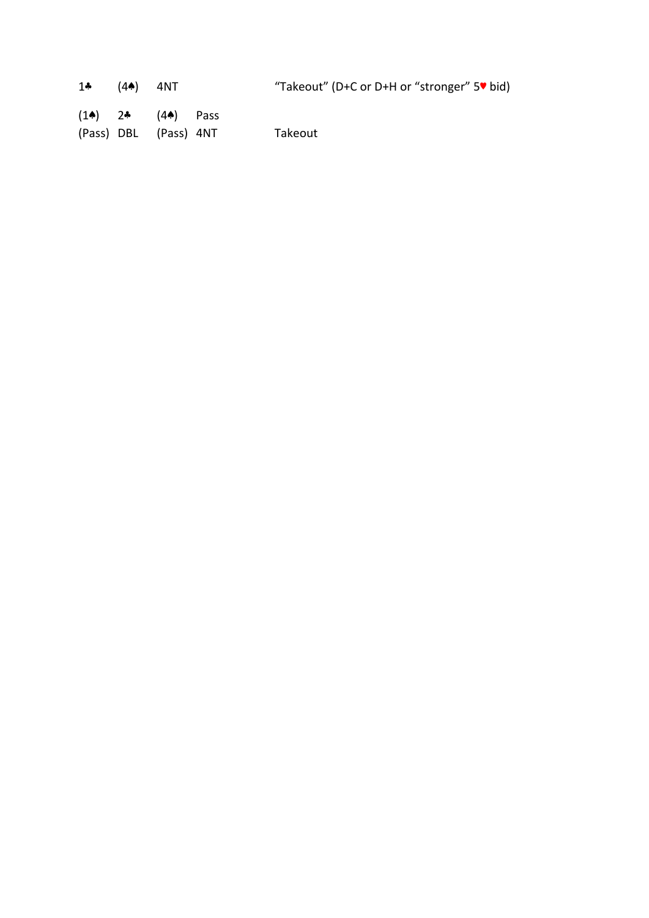| | | | | |
|---|---|---|---|---|
| 1♣ | (4♠) | 4NT | | "Takeout" (D+C or D+H or "stronger" 5♥ bid) |
| (1♠) | 2♣ | (4♠) | Pass | |
| (Pass) | DBL | (Pass) | 4NT | Takeout |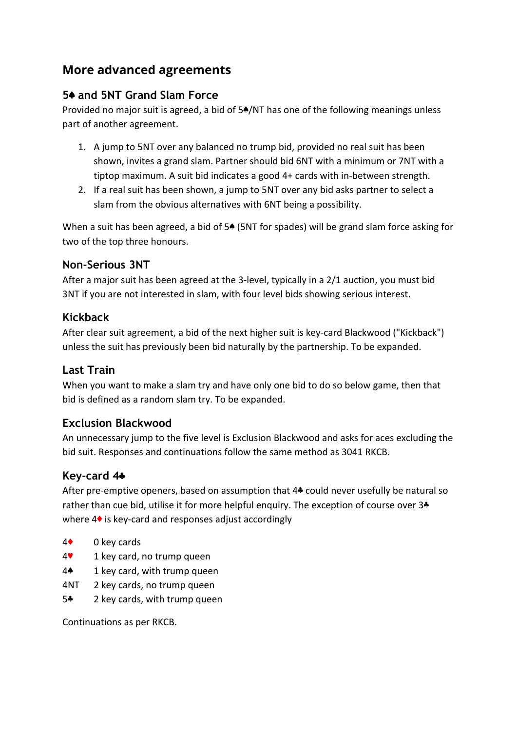## More advanced agreements

### 5♠ and 5NT Grand Slam Force

Provided no major suit is agreed, a bid of 5♠/NT has one of the following meanings unless part of another agreement.

1. A jump to 5NT over any balanced no trump bid, provided no real suit has been shown, invites a grand slam. Partner should bid 6NT with a minimum or 7NT with a tiptop maximum. A suit bid indicates a good 4+ cards with in-between strength.
2. If a real suit has been shown, a jump to 5NT over any bid asks partner to select a slam from the obvious alternatives with 6NT being a possibility.

When a suit has been agreed, a bid of 5♠ (5NT for spades) will be grand slam force asking for two of the top three honours.

### Non-Serious 3NT

After a major suit has been agreed at the 3-level, typically in a 2/1 auction, you must bid 3NT if you are not interested in slam, with four level bids showing serious interest.

### Kickback

After clear suit agreement, a bid of the next higher suit is key-card Blackwood ("Kickback") unless the suit has previously been bid naturally by the partnership. To be expanded.

### Last Train

When you want to make a slam try and have only one bid to do so below game, then that bid is defined as a random slam try. To be expanded.

### Exclusion Blackwood

An unnecessary jump to the five level is Exclusion Blackwood and asks for aces excluding the bid suit. Responses and continuations follow the same method as 3041 RKCB.

### Key-card 4♣

After pre-emptive openers, based on assumption that 4♣ could never usefully be natural so rather than cue bid, utilise it for more helpful enquiry. The exception of course over 3♣ where 4♦ is key-card and responses adjust accordingly

| | |
|---|---|
| 4♦ | 0 key cards |
| 4♥ | 1 key card, no trump queen |
| 4♠ | 1 key card, with trump queen |
| 4NT | 2 key cards, no trump queen |
| 5♣ | 2 key cards, with trump queen |

Continuations as per RKCB.